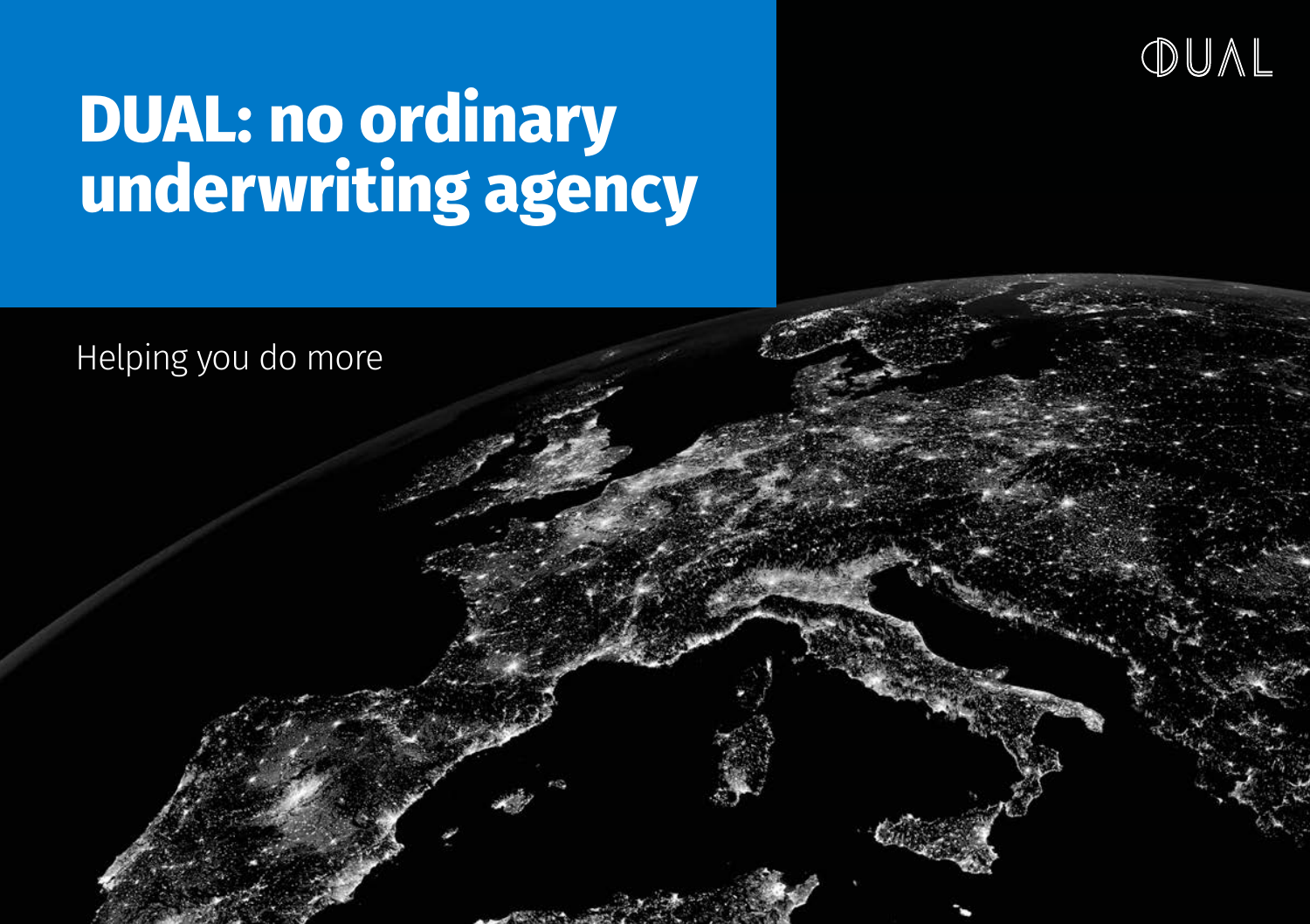DUAL

# DUAL: no ordinary underwriting agency

Helping you do more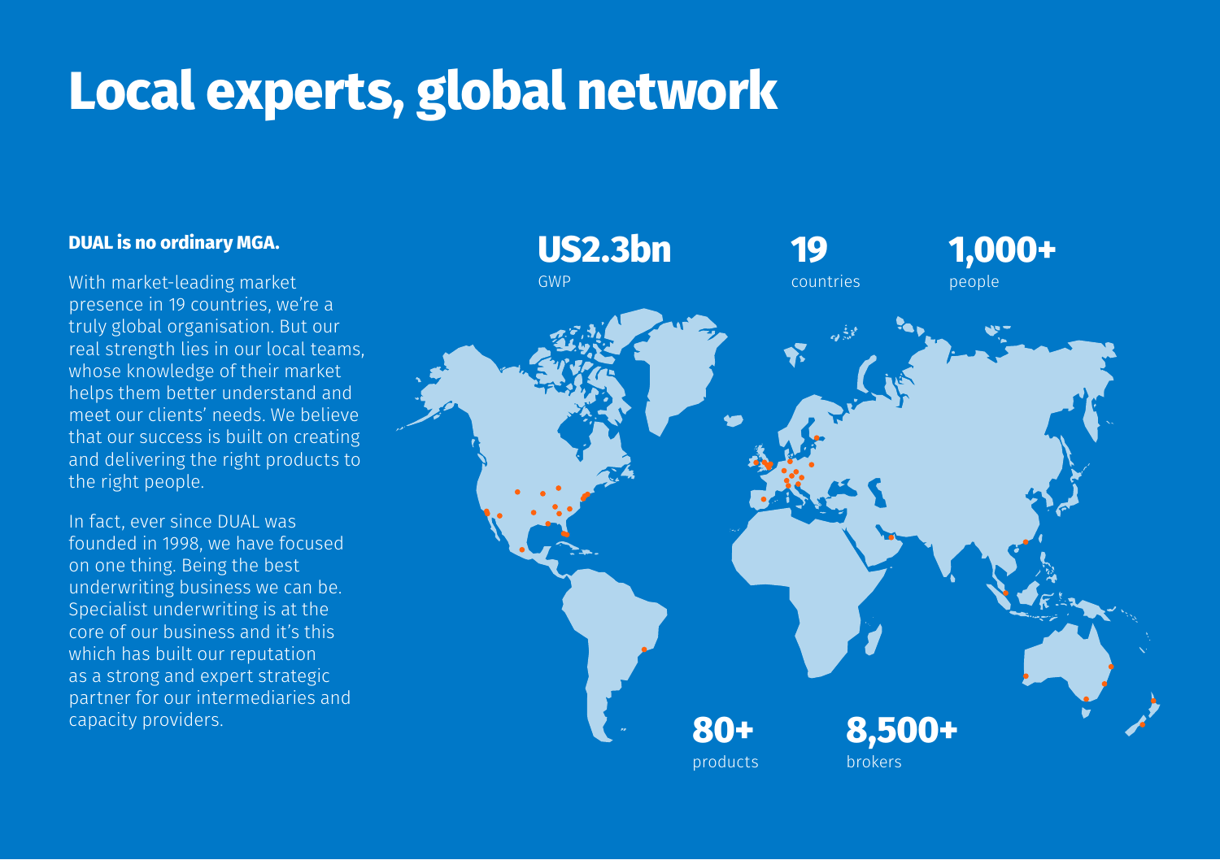# Local experts, global network

**DUAL is no ordinary MGA.**

With market-leading market presence in 19 countries, we're a truly global organisation. But our real strength lies in our local teams, whose knowledge of their market helps them better understand and meet our clients' needs. We believe that our success is built on creating and delivering the right products to the right people.

In fact, ever since DUAL was founded in 1998, we have focused on one thing. Being the best underwriting business we can be. Specialist underwriting is at the core of our business and it's this which has built our reputation as a strong and expert strategic partner for our intermediaries and capacity providers.

**US2.3bn**
GWP

**19**
countries

**1,000+**
people

**80+**
products

**8,500+**
brokers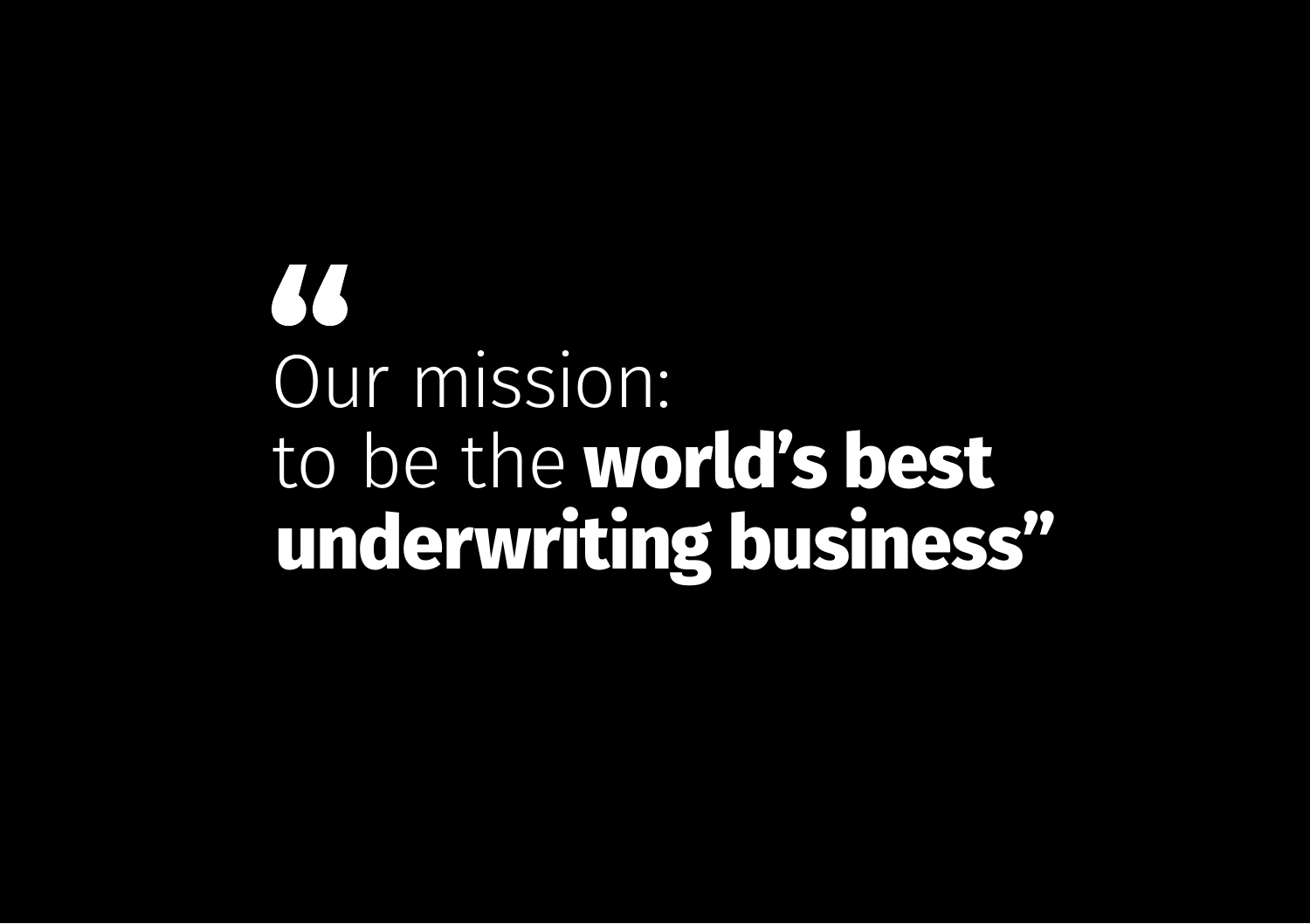"Our mission:
to be the **world's best underwriting business**"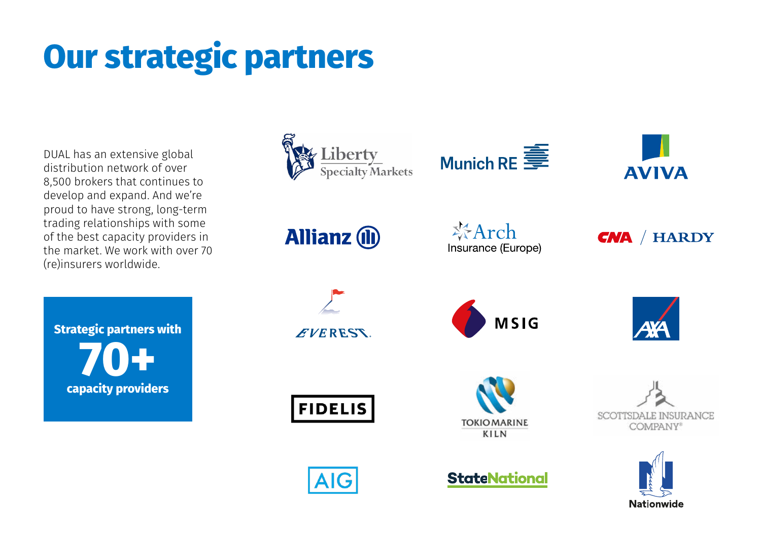# Our strategic partners

DUAL has an extensive global distribution network of over 8,500 brokers that continues to develop and expand. And we're proud to have strong, long-term trading relationships with some of the best capacity providers in the market. We work with over 70 (re)insurers worldwide.

**Strategic partners with**
**70+**
**capacity providers**

Liberty Specialty Markets

Munich RE

AVIVA

Allianz

Arch Insurance (Europe)

CNA / HARDY

EVEREST

MSIG

AXA

FIDELIS

TOKIO MARINE KILN

SCOTTSDALE INSURANCE COMPANY

AIG

StateNational

Nationwide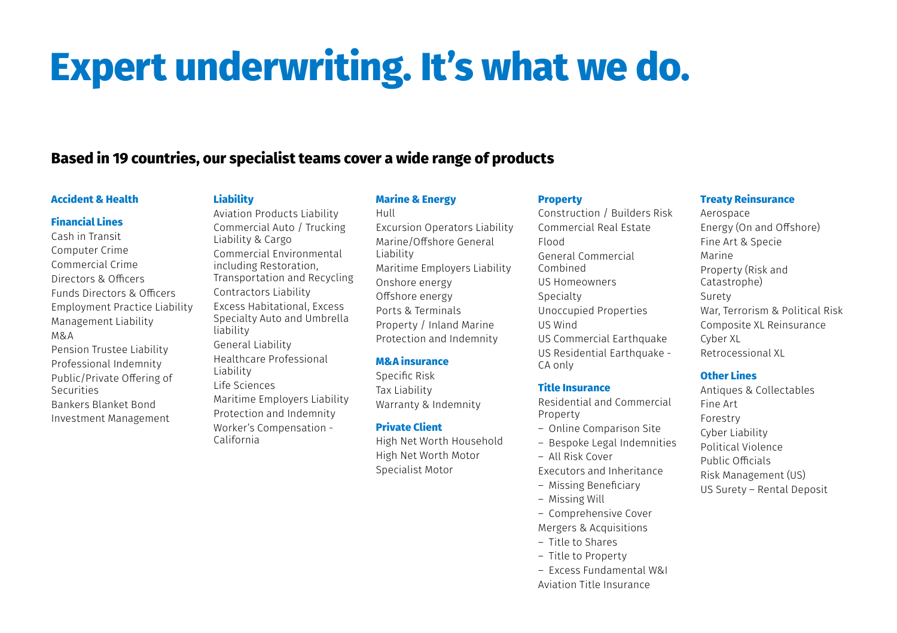# Expert underwriting. It's what we do.

## Based in 19 countries, our specialist teams cover a wide range of products

### Accident & Health

### Financial Lines

- Cash in Transit
- Computer Crime
- Commercial Crime
- Directors & Officers
- Funds Directors & Officers
- Employment Practice Liability
- Management Liability
- M&A
- Pension Trustee Liability
- Professional Indemnity
- Public/Private Offering of Securities
- Bankers Blanket Bond
- Investment Management

### Liability

- Aviation Products Liability
- Commercial Auto / Trucking Liability & Cargo
- Commercial Environmental including Restoration, Transportation and Recycling
- Contractors Liability
- Excess Habitational, Excess Specialty Auto and Umbrella liability
- General Liability
- Healthcare Professional Liability
- Life Sciences
- Maritime Employers Liability
- Protection and Indemnity
- Worker's Compensation - California

### Marine & Energy

- Hull
- Excursion Operators Liability
- Marine/Offshore General Liability
- Maritime Employers Liability
- Onshore energy
- Offshore energy
- Ports & Terminals
- Property / Inland Marine
- Protection and Indemnity

### M&A insurance

- Specific Risk
- Tax Liability
- Warranty & Indemnity

### Private Client

- High Net Worth Household
- High Net Worth Motor
- Specialist Motor

### Property

- Construction / Builders Risk
- Commercial Real Estate
- Flood
- General Commercial Combined
- US Homeowners
- Specialty
- Unoccupied Properties
- US Wind
- US Commercial Earthquake
- US Residential Earthquake - CA only

### Title Insurance

- Residential and Commercial Property
  - Online Comparison Site
  - Bespoke Legal Indemnities
  - All Risk Cover
- Executors and Inheritance
  - Missing Beneficiary
  - Missing Will
  - Comprehensive Cover
- Mergers & Acquisitions
  - Title to Shares
  - Title to Property
  - Excess Fundamental W&I
- Aviation Title Insurance

### Treaty Reinsurance

- Aerospace
- Energy (On and Offshore)
- Fine Art & Specie
- Marine
- Property (Risk and Catastrophe)
- Surety
- War, Terrorism & Political Risk
- Composite XL Reinsurance
- Cyber XL
- Retrocessional XL

### Other Lines

- Antiques & Collectables
- Fine Art
- Forestry
- Cyber Liability
- Political Violence
- Public Officials
- Risk Management (US)
- US Surety – Rental Deposit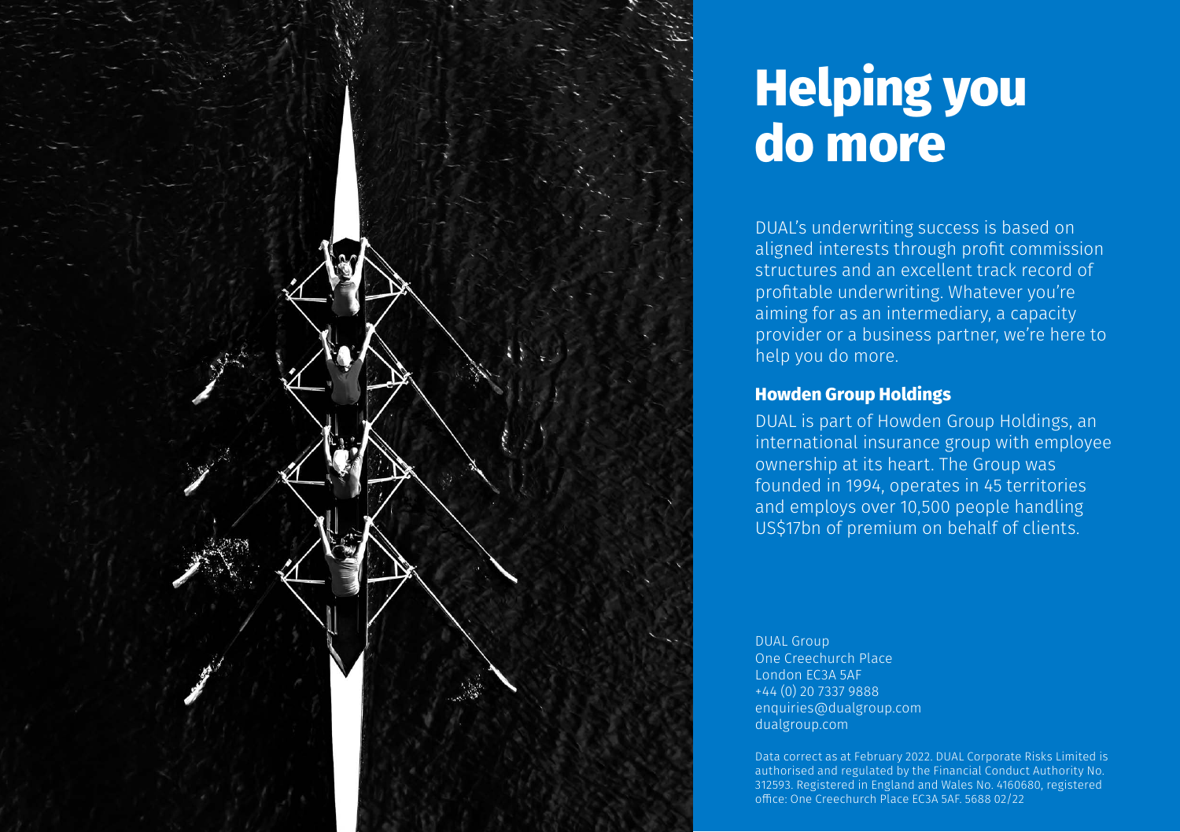# Helping you do more

DUAL's underwriting success is based on aligned interests through profit commission structures and an excellent track record of profitable underwriting. Whatever you're aiming for as an intermediary, a capacity provider or a business partner, we're here to help you do more.

## Howden Group Holdings

DUAL is part of Howden Group Holdings, an international insurance group with employee ownership at its heart. The Group was founded in 1994, operates in 45 territories and employs over 10,500 people handling US$17bn of premium on behalf of clients.

DUAL Group
One Creechurch Place
London EC3A 5AF
+44 (0) 20 7337 9888
enquiries@dualgroup.com
dualgroup.com

Data correct as at February 2022. DUAL Corporate Risks Limited is authorised and regulated by the Financial Conduct Authority No. 312593. Registered in England and Wales No. 4160680, registered office: One Creechurch Place EC3A 5AF. 5688 02/22